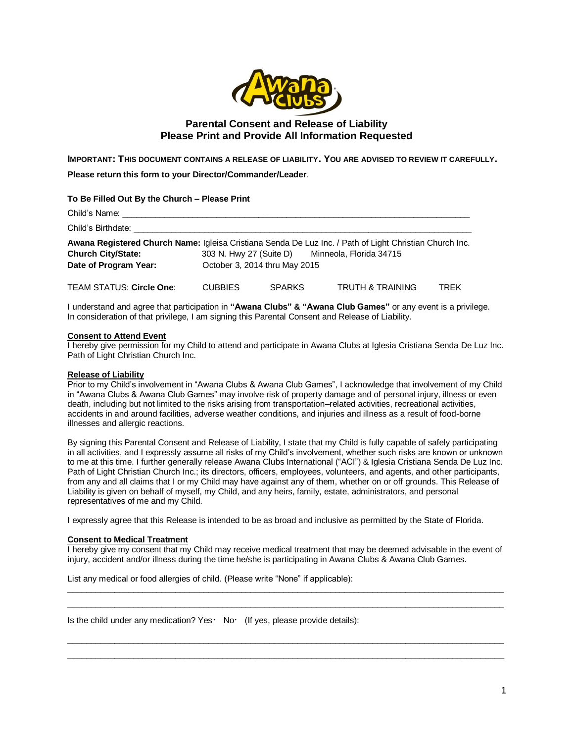## Parental Consent and Release of Liability
## Please Print and Provide All Information Requested

**IMPORTANT: THIS DOCUMENT CONTAINS A RELEASE OF LIABILITY. YOU ARE ADVISED TO REVIEW IT CAREFULLY.**

**Please return this form to your Director/Commander/Leader**.

**To Be Filled Out By the Church – Please Print**

Child's Name: ______________________________________________________________________________

Child's Birthdate: ___________________________________________________________________________

**Awana Registered Church Name:** Igleisa Cristiana Senda De Luz Inc. / Path of Light Christian Church Inc.
**Church City/State:** 303 N. Hwy 27 (Suite D) Minneola, Florida 34715
**Date of Program Year:** October 3, 2014 thru May 2015

TEAM STATUS: **Circle One**: CUBBIES SPARKS TRUTH & TRAINING TREK

I understand and agree that participation in **"Awana Clubs" & "Awana Club Games"** or any event is a privilege. In consideration of that privilege, I am signing this Parental Consent and Release of Liability.

**Consent to Attend Event**

I hereby give permission for my Child to attend and participate in Awana Clubs at Iglesia Cristiana Senda De Luz Inc. Path of Light Christian Church Inc.

**Release of Liability**

Prior to my Child's involvement in "Awana Clubs & Awana Club Games", I acknowledge that involvement of my Child in "Awana Clubs & Awana Club Games" may involve risk of property damage and of personal injury, illness or even death, including but not limited to the risks arising from transportation–related activities, recreational activities, accidents in and around facilities, adverse weather conditions, and injuries and illness as a result of food-borne illnesses and allergic reactions.

By signing this Parental Consent and Release of Liability, I state that my Child is fully capable of safely participating in all activities, and I expressly assume all risks of my Child's involvement, whether such risks are known or unknown to me at this time. I further generally release Awana Clubs International ("ACI") & Iglesia Cristiana Senda De Luz Inc. Path of Light Christian Church Inc.; its directors, officers, employees, volunteers, and agents, and other participants, from any and all claims that I or my Child may have against any of them, whether on or off grounds. This Release of Liability is given on behalf of myself, my Child, and any heirs, family, estate, administrators, and personal representatives of me and my Child.

I expressly agree that this Release is intended to be as broad and inclusive as permitted by the State of Florida.

**Consent to Medical Treatment**

I hereby give my consent that my Child may receive medical treatment that may be deemed advisable in the event of injury, accident and/or illness during the time he/she is participating in Awana Clubs & Awana Club Games.

List any medical or food allergies of child. (Please write "None" if applicable):

_____________________________________________________________________________________________

_____________________________________________________________________________________________

Is the child under any medication? Yes· No· (If yes, please provide details):

_____________________________________________________________________________________________

_____________________________________________________________________________________________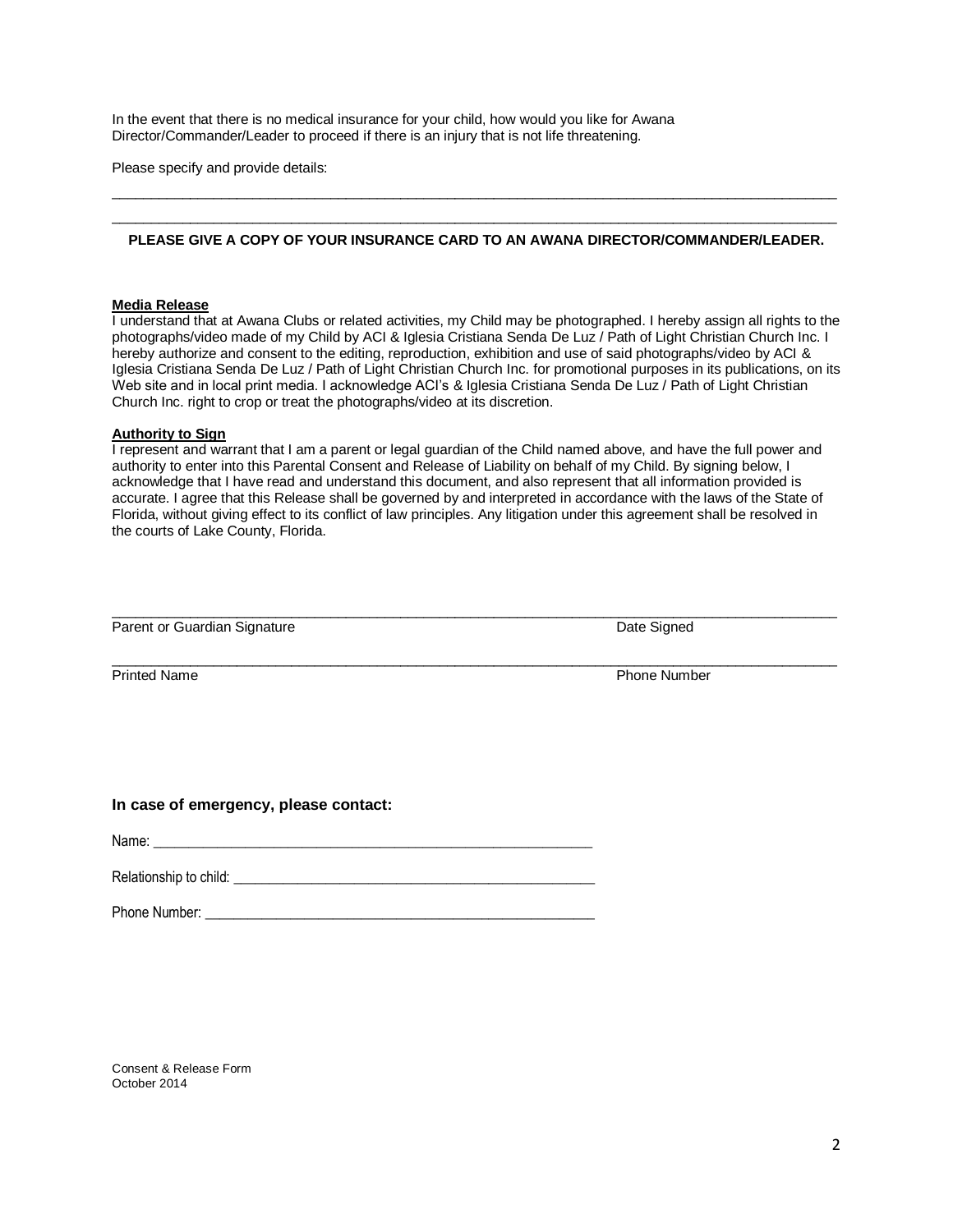In the event that there is no medical insurance for your child, how would you like for Awana Director/Commander/Leader to proceed if there is an injury that is not life threatening.

Please specify and provide details:

_______________________________________________________________________________________________

_______________________________________________________________________________________________

**PLEASE GIVE A COPY OF YOUR INSURANCE CARD TO AN AWANA DIRECTOR/COMMANDER/LEADER.**

**Media Release**

I understand that at Awana Clubs or related activities, my Child may be photographed. I hereby assign all rights to the photographs/video made of my Child by ACI & Iglesia Cristiana Senda De Luz / Path of Light Christian Church Inc. I hereby authorize and consent to the editing, reproduction, exhibition and use of said photographs/video by ACI & Iglesia Cristiana Senda De Luz / Path of Light Christian Church Inc. for promotional purposes in its publications, on its Web site and in local print media. I acknowledge ACI's & Iglesia Cristiana Senda De Luz / Path of Light Christian Church Inc. right to crop or treat the photographs/video at its discretion.

**Authority to Sign**

I represent and warrant that I am a parent or legal guardian of the Child named above, and have the full power and authority to enter into this Parental Consent and Release of Liability on behalf of my Child. By signing below, I acknowledge that I have read and understand this document, and also represent that all information provided is accurate. I agree that this Release shall be governed by and interpreted in accordance with the laws of the State of Florida, without giving effect to its conflict of law principles. Any litigation under this agreement shall be resolved in the courts of Lake County, Florida.

_______________________________________________________________________________________________

Parent or Guardian Signature                                                                                    Date Signed

_______________________________________________________________________________________________

Printed Name                                                                                                    Phone Number

**In case of emergency, please contact:**

Name: ____________________________________________________________

Relationship to child: _____________________________________________________

Phone Number: _________________________________________________________

Consent & Release Form
October 2014